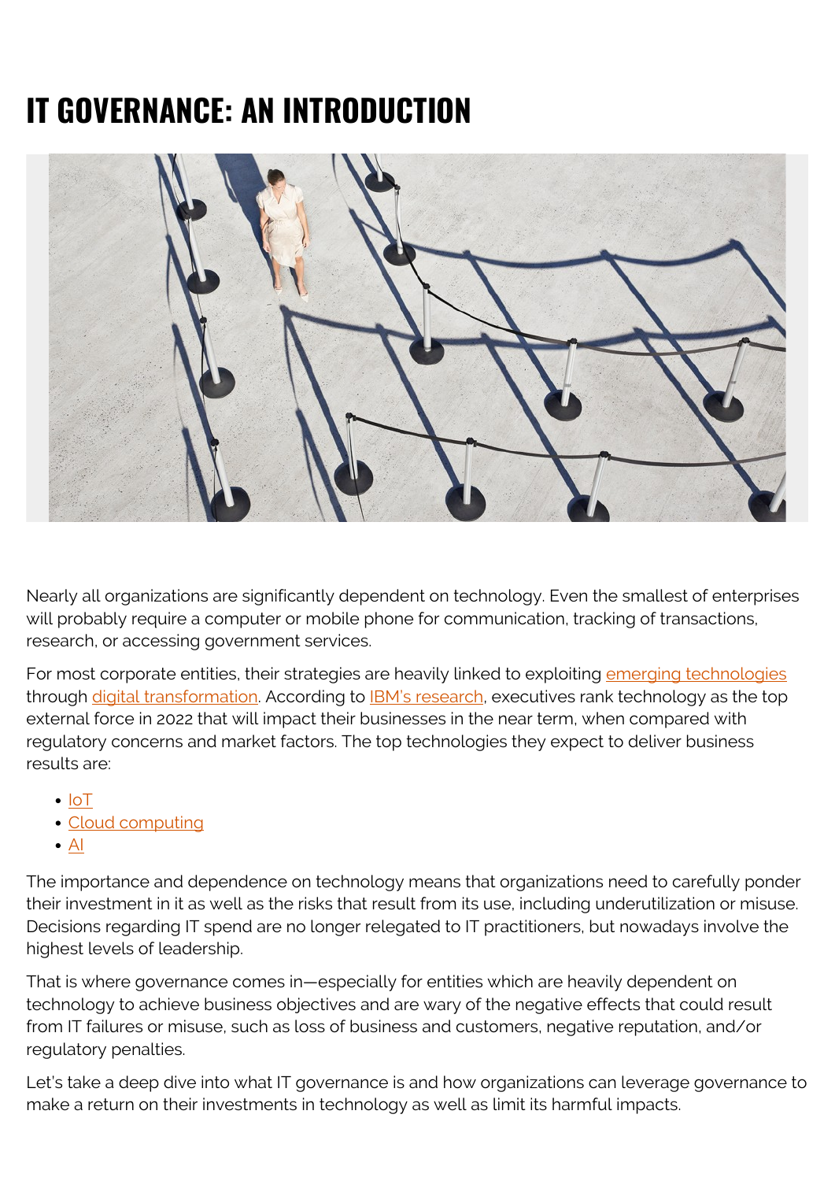# IT GOVERNANCE: AN INTRODUCTION

Nearly all organizations are significantly dependent on technology. Even the smallest of enterprises will probably require a computer or mobile phone for communication, tracking of transactions, research, or accessing government services.

For most corporate entities, their strategies are heavily linked to exploiting emerging technologies through digital transformation. According to IBM's research, executives rank technology as the top external force in 2022 that will impact their businesses in the near term, when compared with regulatory concerns and market factors. The top technologies they expect to deliver business results are:

- IoT
- Cloud computing
- AI

The importance and dependence on technology means that organizations need to carefully ponder their investment in it as well as the risks that result from its use, including underutilization or misuse. Decisions regarding IT spend are no longer relegated to IT practitioners, but nowadays involve the highest levels of leadership.

That is where governance comes in—especially for entities which are heavily dependent on technology to achieve business objectives and are wary of the negative effects that could result from IT failures or misuse, such as loss of business and customers, negative reputation, and/or regulatory penalties.

Let's take a deep dive into what IT governance is and how organizations can leverage governance to make a return on their investments in technology as well as limit its harmful impacts.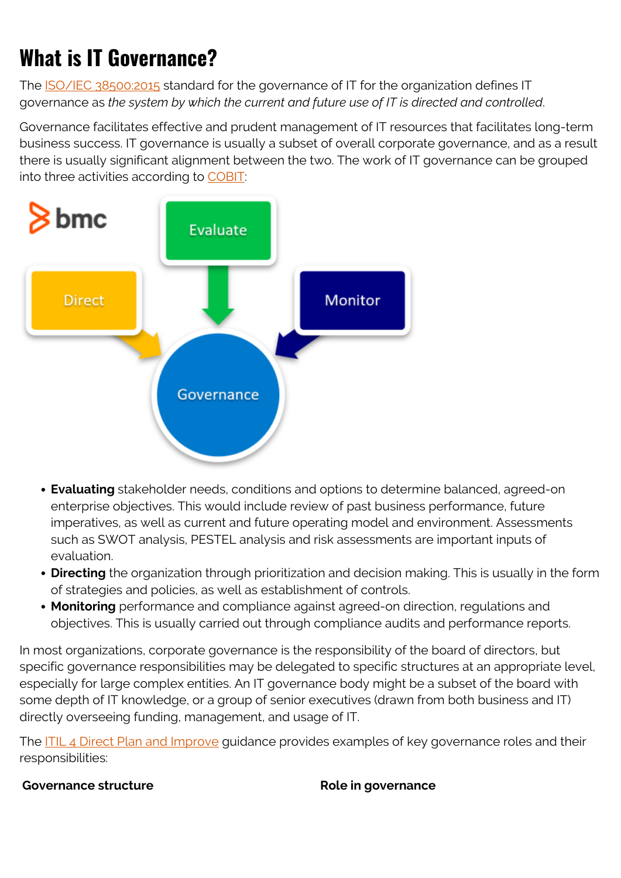# What is IT Governance?

The ISO/IEC 38500:2015 standard for the governance of IT for the organization defines IT governance as *the system by which the current and future use of IT is directed and controlled*.

Governance facilitates effective and prudent management of IT resources that facilitates long-term business success. IT governance is usually a subset of overall corporate governance, and as a result there is usually significant alignment between the two. The work of IT governance can be grouped into three activities according to COBIT:

- **Evaluating** stakeholder needs, conditions and options to determine balanced, agreed-on enterprise objectives. This would include review of past business performance, future imperatives, as well as current and future operating model and environment. Assessments such as SWOT analysis, PESTEL analysis and risk assessments are important inputs of evaluation.
- **Directing** the organization through prioritization and decision making. This is usually in the form of strategies and policies, as well as establishment of controls.
- **Monitoring** performance and compliance against agreed-on direction, regulations and objectives. This is usually carried out through compliance audits and performance reports.

In most organizations, corporate governance is the responsibility of the board of directors, but specific governance responsibilities may be delegated to specific structures at an appropriate level, especially for large complex entities. An IT governance body might be a subset of the board with some depth of IT knowledge, or a group of senior executives (drawn from both business and IT) directly overseeing funding, management, and usage of IT.

The ITIL 4 Direct Plan and Improve guidance provides examples of key governance roles and their responsibilities:

| Governance structure | Role in governance |
| --- | --- |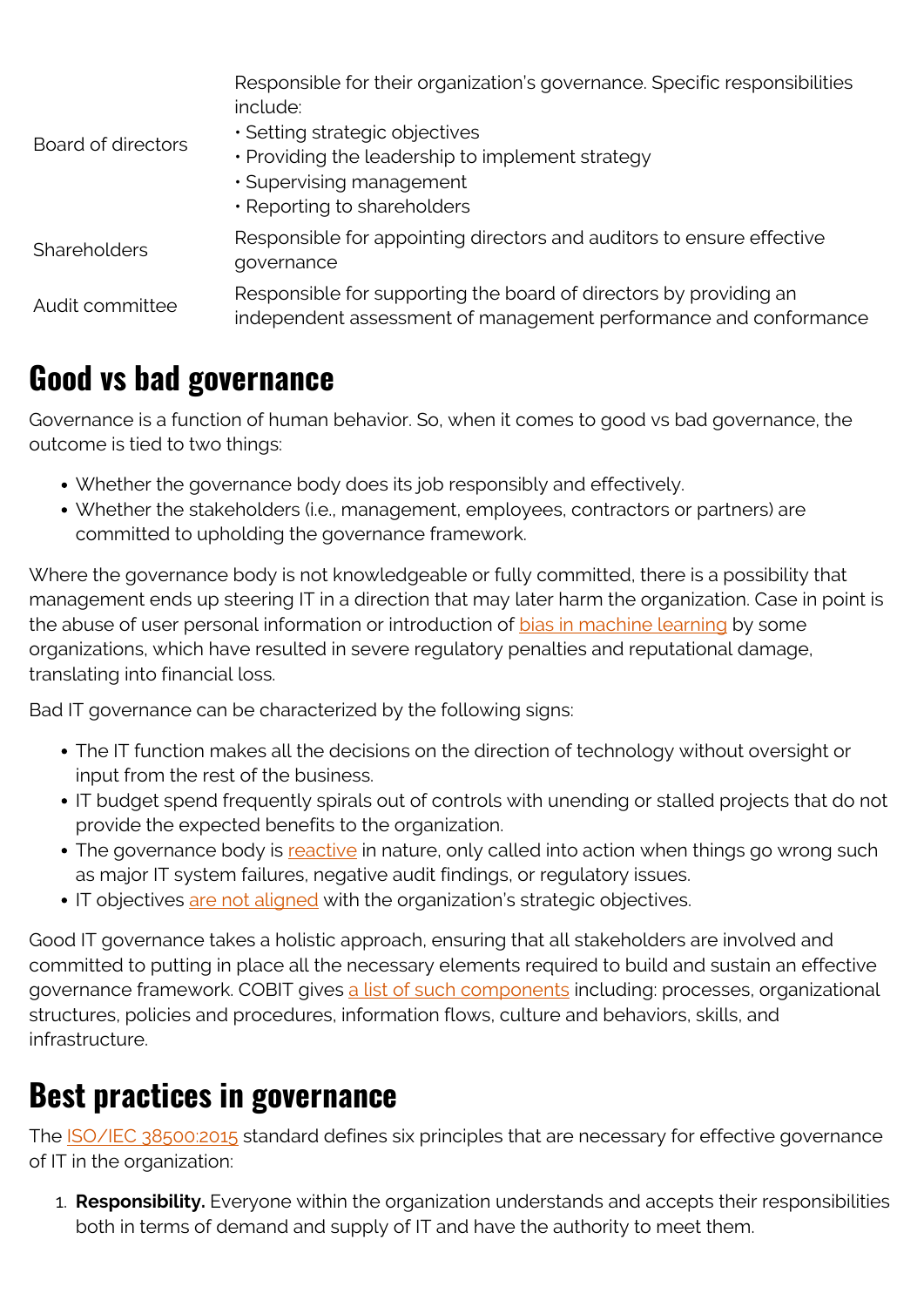| | |
|---|---|
| Board of directors | Responsible for their organization's governance. Specific responsibilities include:<br>• Setting strategic objectives<br>• Providing the leadership to implement strategy<br>• Supervising management<br>• Reporting to shareholders |
| Shareholders | Responsible for appointing directors and auditors to ensure effective governance |
| Audit committee | Responsible for supporting the board of directors by providing an independent assessment of management performance and conformance |

## Good vs bad governance

Governance is a function of human behavior. So, when it comes to good vs bad governance, the outcome is tied to two things:

- Whether the governance body does its job responsibly and effectively.
- Whether the stakeholders (i.e., management, employees, contractors or partners) are committed to upholding the governance framework.

Where the governance body is not knowledgeable or fully committed, there is a possibility that management ends up steering IT in a direction that may later harm the organization. Case in point is the abuse of user personal information or introduction of bias in machine learning by some organizations, which have resulted in severe regulatory penalties and reputational damage, translating into financial loss.

Bad IT governance can be characterized by the following signs:

- The IT function makes all the decisions on the direction of technology without oversight or input from the rest of the business.
- IT budget spend frequently spirals out of controls with unending or stalled projects that do not provide the expected benefits to the organization.
- The governance body is reactive in nature, only called into action when things go wrong such as major IT system failures, negative audit findings, or regulatory issues.
- IT objectives are not aligned with the organization's strategic objectives.

Good IT governance takes a holistic approach, ensuring that all stakeholders are involved and committed to putting in place all the necessary elements required to build and sustain an effective governance framework. COBIT gives a list of such components including: processes, organizational structures, policies and procedures, information flows, culture and behaviors, skills, and infrastructure.

## Best practices in governance

The ISO/IEC 38500:2015 standard defines six principles that are necessary for effective governance of IT in the organization:

1. **Responsibility.** Everyone within the organization understands and accepts their responsibilities both in terms of demand and supply of IT and have the authority to meet them.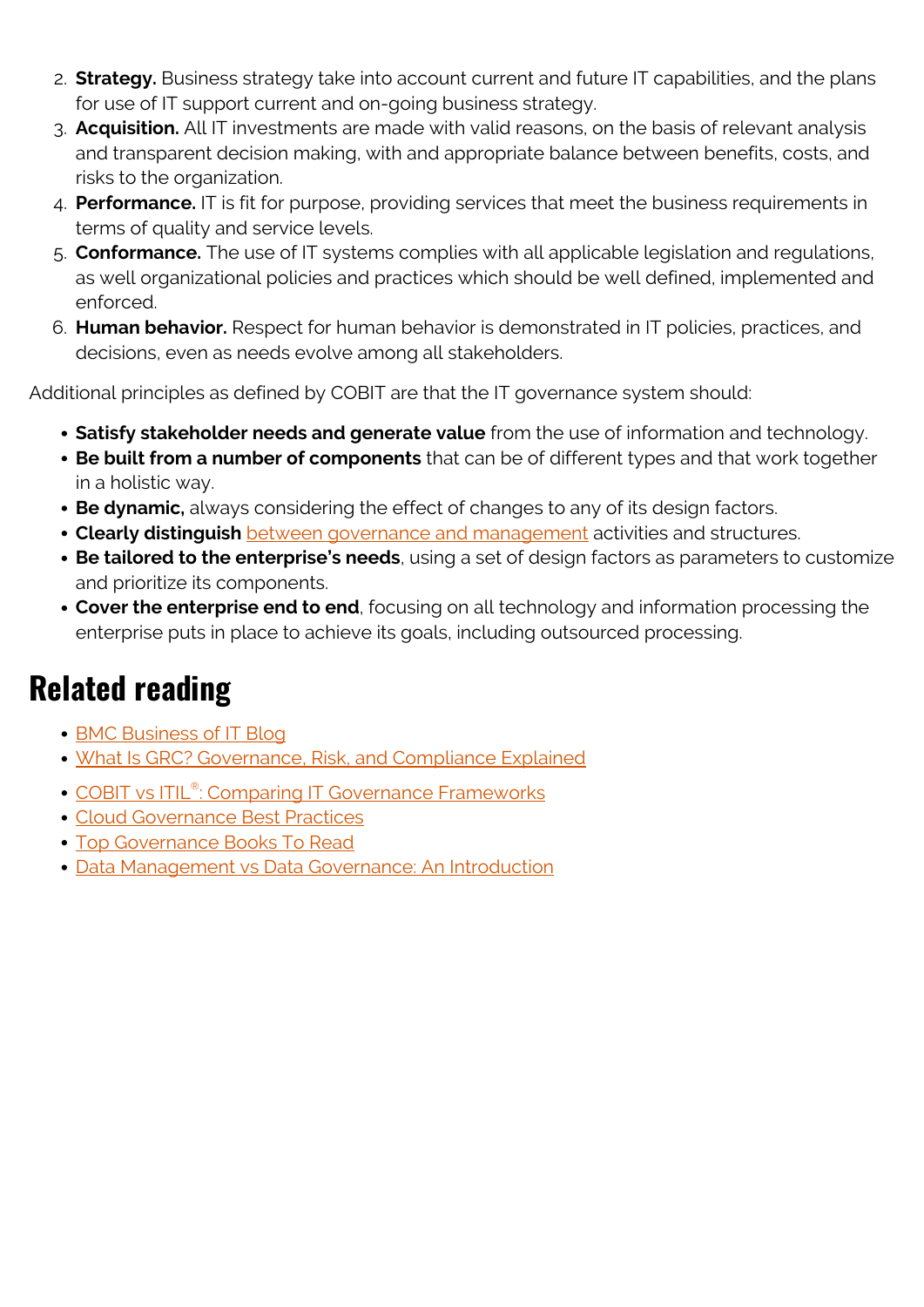2. **Strategy.** Business strategy take into account current and future IT capabilities, and the plans for use of IT support current and on-going business strategy.
3. **Acquisition.** All IT investments are made with valid reasons, on the basis of relevant analysis and transparent decision making, with and appropriate balance between benefits, costs, and risks to the organization.
4. **Performance.** IT is fit for purpose, providing services that meet the business requirements in terms of quality and service levels.
5. **Conformance.** The use of IT systems complies with all applicable legislation and regulations, as well organizational policies and practices which should be well defined, implemented and enforced.
6. **Human behavior.** Respect for human behavior is demonstrated in IT policies, practices, and decisions, even as needs evolve among all stakeholders.

Additional principles as defined by COBIT are that the IT governance system should:

- **Satisfy stakeholder needs and generate value** from the use of information and technology.
- **Be built from a number of components** that can be of different types and that work together in a holistic way.
- **Be dynamic,** always considering the effect of changes to any of its design factors.
- **Clearly distinguish** between governance and management activities and structures.
- **Be tailored to the enterprise's needs**, using a set of design factors as parameters to customize and prioritize its components.
- **Cover the enterprise end to end**, focusing on all technology and information processing the enterprise puts in place to achieve its goals, including outsourced processing.

## Related reading

- BMC Business of IT Blog
- What Is GRC? Governance, Risk, and Compliance Explained
- COBIT vs ITIL®: Comparing IT Governance Frameworks
- Cloud Governance Best Practices
- Top Governance Books To Read
- Data Management vs Data Governance: An Introduction